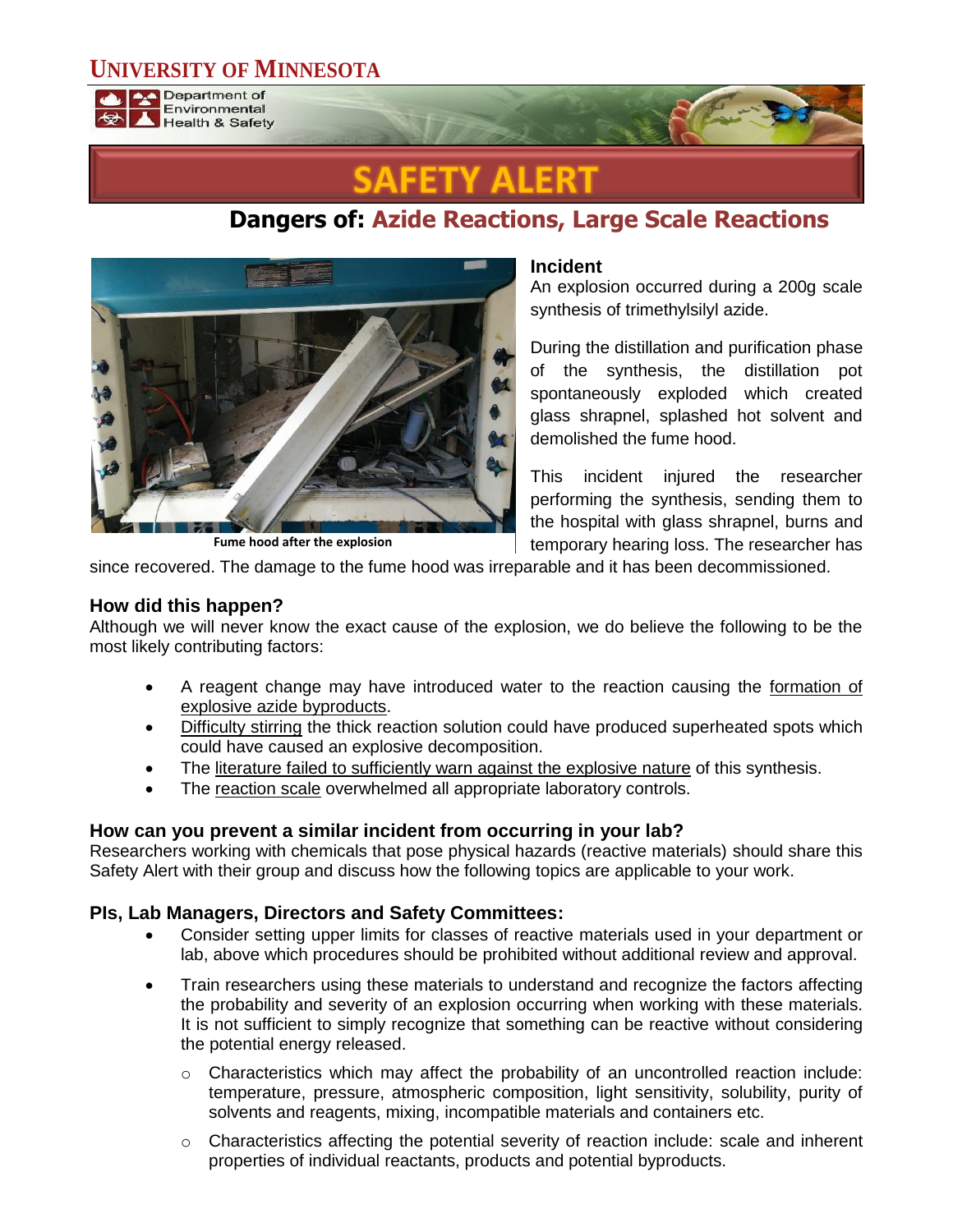# UNIVERSITY OF MINNESOTA

Department of Environmental Health & Safety

# SAFETY ALERT

## Dangers of: Azide Reactions, Large Scale Reactions

Fume hood after the explosion

### Incident

An explosion occurred during a 200g scale synthesis of trimethylsilyl azide.

During the distillation and purification phase of the synthesis, the distillation pot spontaneously exploded which created glass shrapnel, splashed hot solvent and demolished the fume hood.

This incident injured the researcher performing the synthesis, sending them to the hospital with glass shrapnel, burns and temporary hearing loss. The researcher has since recovered. The damage to the fume hood was irreparable and it has been decommissioned.

### How did this happen?

Although we will never know the exact cause of the explosion, we do believe the following to be the most likely contributing factors:

- A reagent change may have introduced water to the reaction causing the formation of explosive azide byproducts.
- Difficulty stirring the thick reaction solution could have produced superheated spots which could have caused an explosive decomposition.
- The literature failed to sufficiently warn against the explosive nature of this synthesis.
- The reaction scale overwhelmed all appropriate laboratory controls.

### How can you prevent a similar incident from occurring in your lab?

Researchers working with chemicals that pose physical hazards (reactive materials) should share this Safety Alert with their group and discuss how the following topics are applicable to your work.

### PIs, Lab Managers, Directors and Safety Committees:

- Consider setting upper limits for classes of reactive materials used in your department or lab, above which procedures should be prohibited without additional review and approval.
- Train researchers using these materials to understand and recognize the factors affecting the probability and severity of an explosion occurring when working with these materials. It is not sufficient to simply recognize that something can be reactive without considering the potential energy released.
    - Characteristics which may affect the probability of an uncontrolled reaction include: temperature, pressure, atmospheric composition, light sensitivity, solubility, purity of solvents and reagents, mixing, incompatible materials and containers etc.
    - Characteristics affecting the potential severity of reaction include: scale and inherent properties of individual reactants, products and potential byproducts.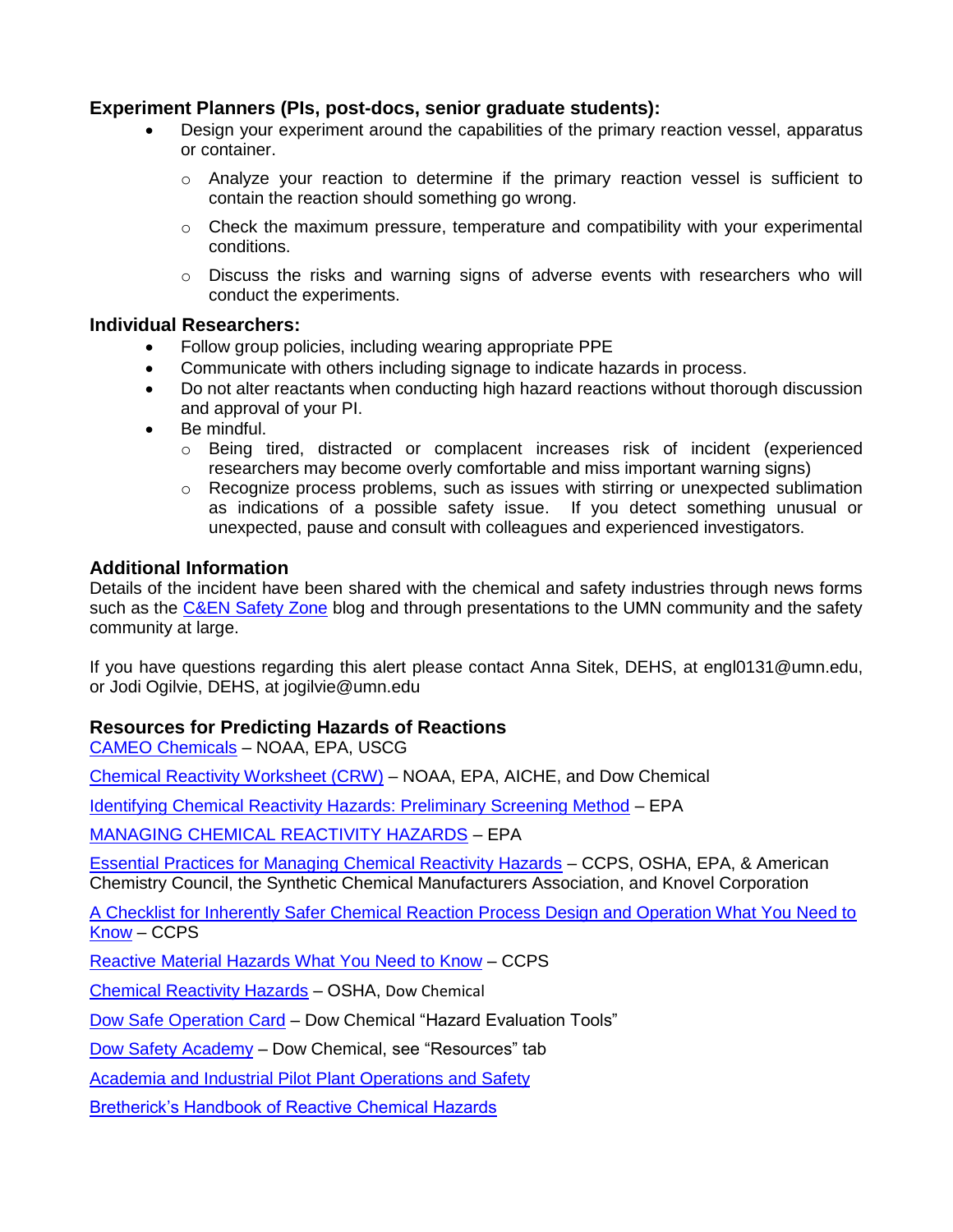### Experiment Planners (PIs, post-docs, senior graduate students):

- Design your experiment around the capabilities of the primary reaction vessel, apparatus or container.
  - Analyze your reaction to determine if the primary reaction vessel is sufficient to contain the reaction should something go wrong.
  - Check the maximum pressure, temperature and compatibility with your experimental conditions.
  - Discuss the risks and warning signs of adverse events with researchers who will conduct the experiments.

### Individual Researchers:

- Follow group policies, including wearing appropriate PPE
- Communicate with others including signage to indicate hazards in process.
- Do not alter reactants when conducting high hazard reactions without thorough discussion and approval of your PI.
- Be mindful.
  - Being tired, distracted or complacent increases risk of incident (experienced researchers may become overly comfortable and miss important warning signs)
  - Recognize process problems, such as issues with stirring or unexpected sublimation as indications of a possible safety issue. If you detect something unusual or unexpected, pause and consult with colleagues and experienced investigators.

### Additional Information

Details of the incident have been shared with the chemical and safety industries through news forms such as the C&EN Safety Zone blog and through presentations to the UMN community and the safety community at large.

If you have questions regarding this alert please contact Anna Sitek, DEHS, at engl0131@umn.edu, or Jodi Ogilvie, DEHS, at jogilvie@umn.edu

### Resources for Predicting Hazards of Reactions

CAMEO Chemicals – NOAA, EPA, USCG

Chemical Reactivity Worksheet (CRW) – NOAA, EPA, AICHE, and Dow Chemical

Identifying Chemical Reactivity Hazards: Preliminary Screening Method – EPA

MANAGING CHEMICAL REACTIVITY HAZARDS – EPA

Essential Practices for Managing Chemical Reactivity Hazards – CCPS, OSHA, EPA, & American Chemistry Council, the Synthetic Chemical Manufacturers Association, and Knovel Corporation

A Checklist for Inherently Safer Chemical Reaction Process Design and Operation What You Need to Know – CCPS

Reactive Material Hazards What You Need to Know – CCPS

Chemical Reactivity Hazards – OSHA, Dow Chemical

Dow Safe Operation Card – Dow Chemical "Hazard Evaluation Tools"

Dow Safety Academy – Dow Chemical, see "Resources" tab

Academia and Industrial Pilot Plant Operations and Safety

Bretherick's Handbook of Reactive Chemical Hazards